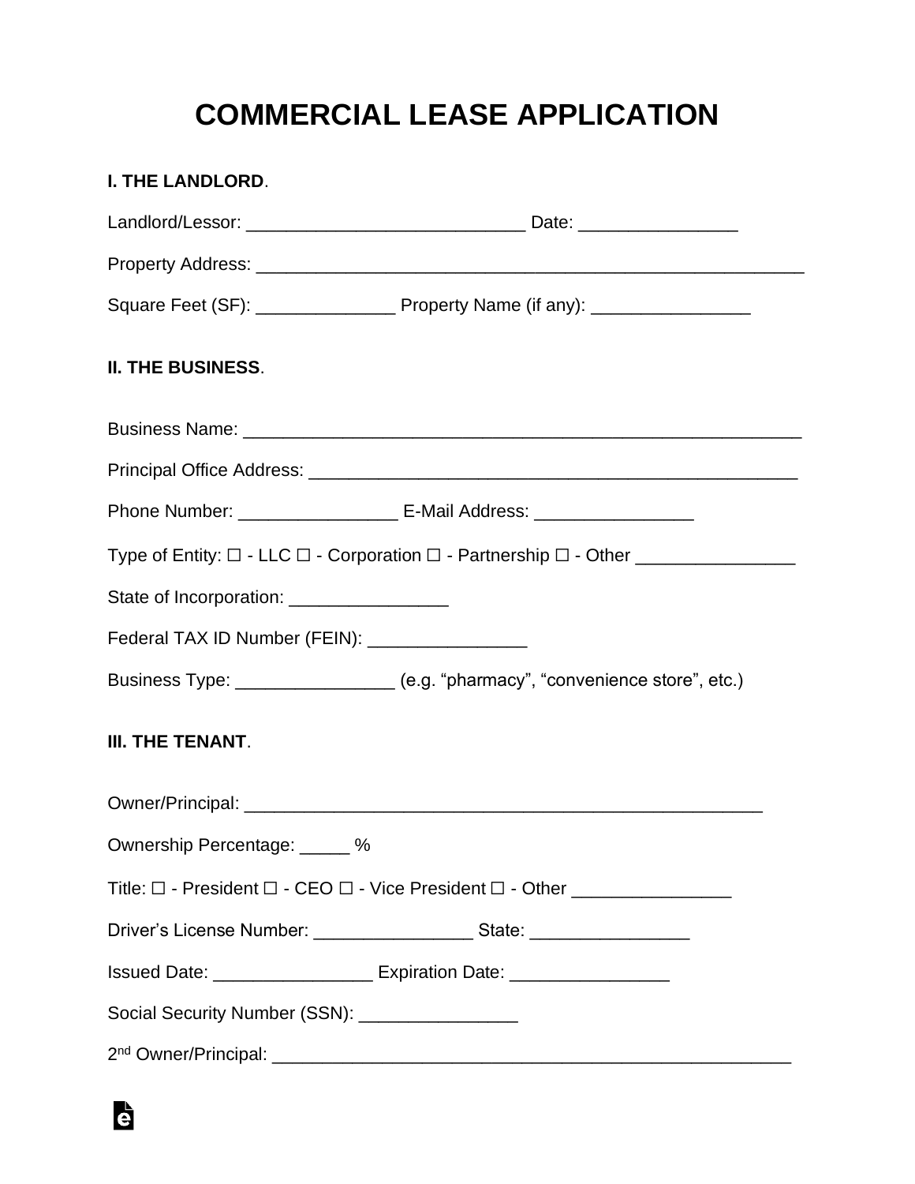# COMMERCIAL LEASE APPLICATION

**I. THE LANDLORD**.

Landlord/Lessor: ____________________________ Date: ________________

Property Address: ________________________________________________________

Square Feet (SF): ______________ Property Name (if any): ________________

**II. THE BUSINESS**.

Business Name: ________________________________________________________

Principal Office Address: _______________________________________________

Phone Number: ________________ E-Mail Address: ________________

Type of Entity: ☐ - LLC ☐ - Corporation ☐ - Partnership ☐ - Other ________________

State of Incorporation: ________________

Federal TAX ID Number (FEIN): ________________

Business Type: ________________ (e.g. "pharmacy", "convenience store", etc.)

**III. THE TENANT**.

Owner/Principal: ____________________________________________________

Ownership Percentage: _____ %

Title: ☐ - President ☐ - CEO ☐ - Vice President ☐ - Other ________________

Driver's License Number: ________________ State: ________________

Issued Date: ________________ Expiration Date: ________________

Social Security Number (SSN): ________________

2nd Owner/Principal: ___________________________________________________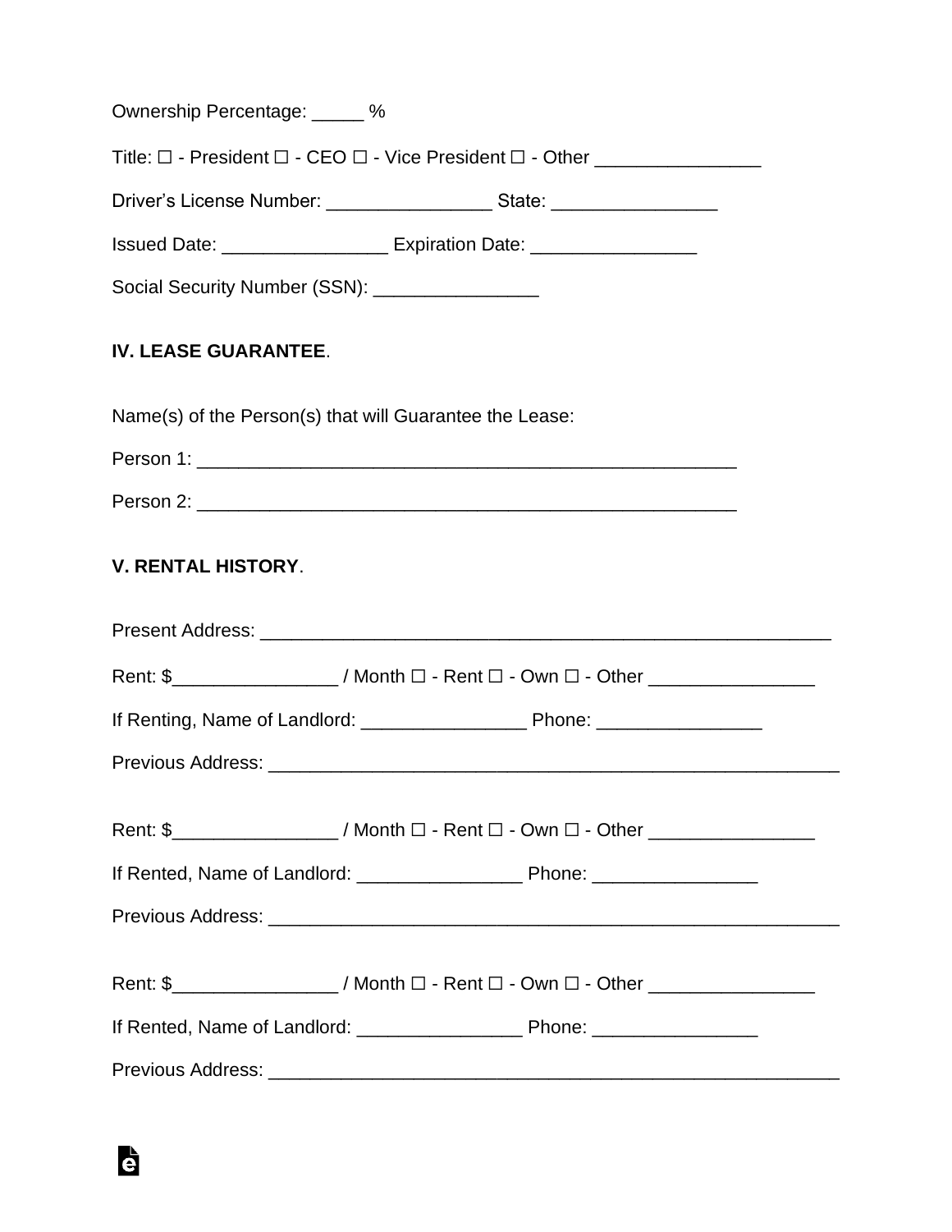Ownership Percentage: _____ %

Title: ☐ - President ☐ - CEO ☐ - Vice President ☐ - Other ________________

Driver's License Number: ________________ State: ________________

Issued Date: ________________ Expiration Date: ________________

Social Security Number (SSN): ________________

**IV. LEASE GUARANTEE**.

Name(s) of the Person(s) that will Guarantee the Lease:

Person 1: ______________________________________________________

Person 2: ______________________________________________________

**V. RENTAL HISTORY**.

Present Address: _________________________________________________________

Rent: $________________ / Month ☐ - Rent ☐ - Own ☐ - Other ________________

If Renting, Name of Landlord: ________________ Phone: ________________

Previous Address: _________________________________________________________

Rent: $________________ / Month ☐ - Rent ☐ - Own ☐ - Other ________________

If Rented, Name of Landlord: ________________ Phone: ________________

Previous Address: _________________________________________________________

Rent: $________________ / Month ☐ - Rent ☐ - Own ☐ - Other ________________

If Rented, Name of Landlord: ________________ Phone: ________________

Previous Address: _________________________________________________________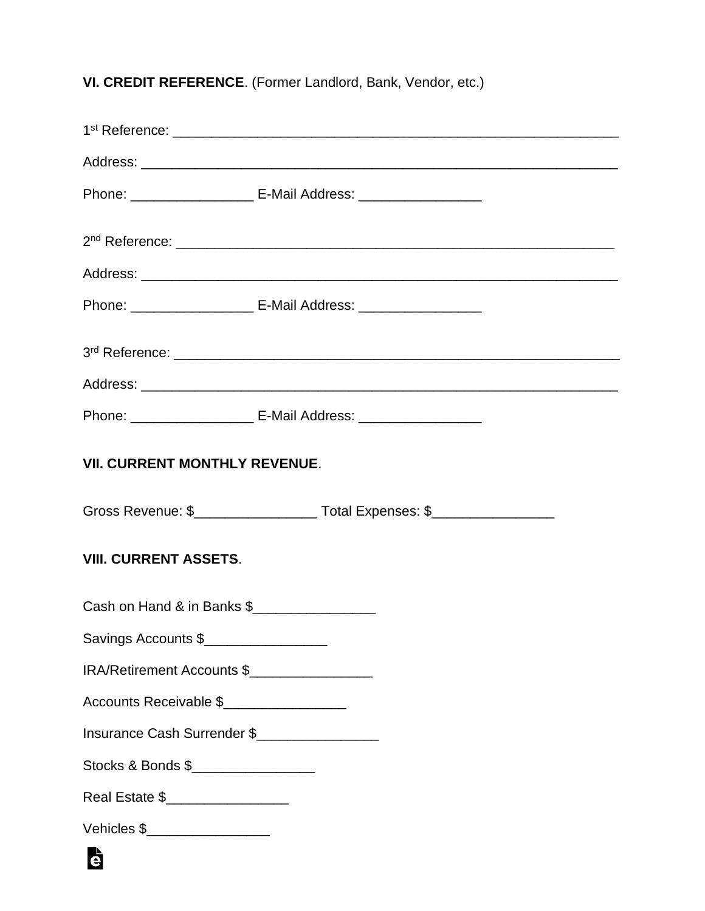**VI. CREDIT REFERENCE**. (Former Landlord, Bank, Vendor, etc.)

1st Reference: ____________________________________________________________

Address: ______________________________________________________________

Phone: ________________ E-Mail Address: ________________

2nd Reference: ____________________________________________________________

Address: ______________________________________________________________

Phone: ________________ E-Mail Address: ________________

3rd Reference: ____________________________________________________________

Address: ______________________________________________________________

Phone: ________________ E-Mail Address: ________________

**VII. CURRENT MONTHLY REVENUE**.

Gross Revenue: $________________ Total Expenses: $________________

**VIII. CURRENT ASSETS**.

Cash on Hand & in Banks $________________

Savings Accounts $________________

IRA/Retirement Accounts $________________

Accounts Receivable $________________

Insurance Cash Surrender $________________

Stocks & Bonds $________________

Real Estate $________________

Vehicles $________________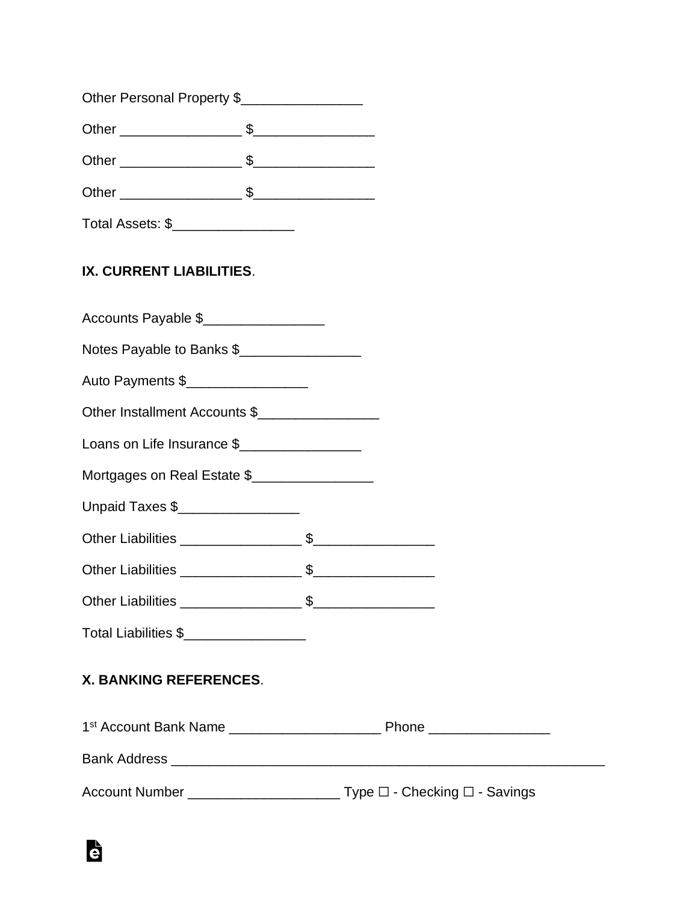Other Personal Property $________________

Other ________________ $________________

Other ________________ $________________

Other ________________ $________________

Total Assets: $________________

**IX. CURRENT LIABILITIES**.

Accounts Payable $________________

Notes Payable to Banks $________________

Auto Payments $________________

Other Installment Accounts $________________

Loans on Life Insurance $________________

Mortgages on Real Estate $________________

Unpaid Taxes $________________

Other Liabilities ________________ $________________

Other Liabilities ________________ $________________

Other Liabilities ________________ $________________

Total Liabilities $________________

**X. BANKING REFERENCES**.

1st Account Bank Name ____________________ Phone ________________

Bank Address ____________________________________________________________

Account Number ____________________ Type ☐ - Checking ☐ - Savings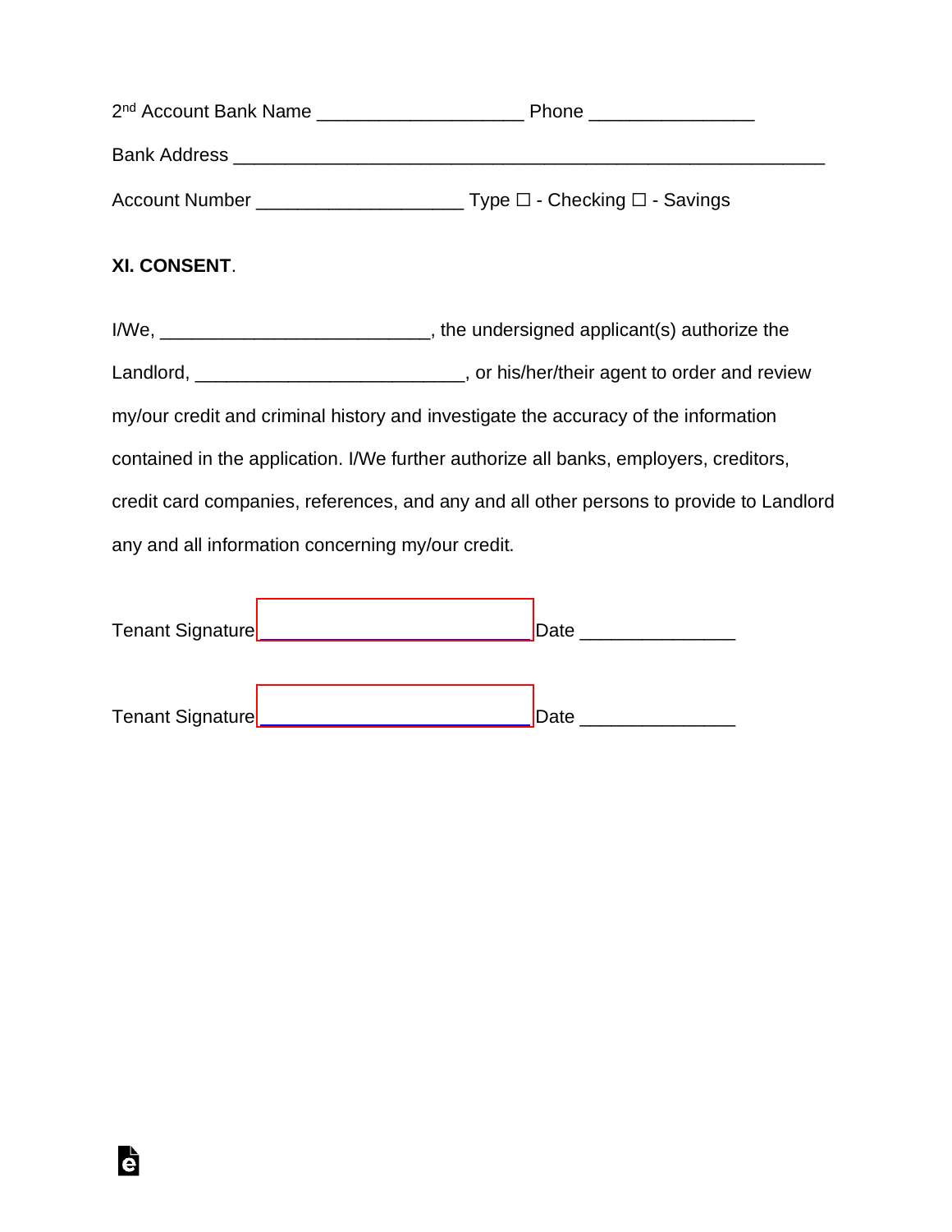2nd Account Bank Name ____________________ Phone ________________

Bank Address _________________________________________________________

Account Number ____________________ Type ☐ - Checking ☐ - Savings

**XI. CONSENT**.

I/We, __________________________, the undersigned applicant(s) authorize the Landlord, __________________________, or his/her/their agent to order and review my/our credit and criminal history and investigate the accuracy of the information contained in the application. I/We further authorize all banks, employers, creditors, credit card companies, references, and any and all other persons to provide to Landlord any and all information concerning my/our credit.

Tenant Signature __________________________ Date _______________

Tenant Signature __________________________ Date _______________